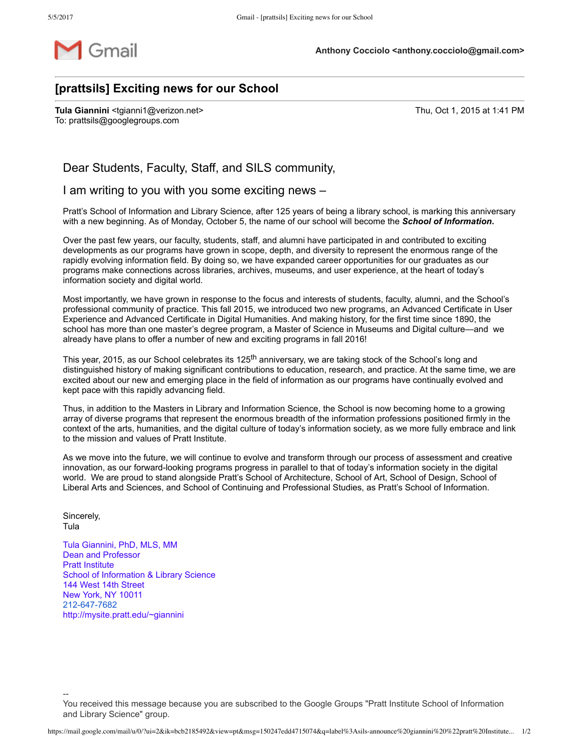Gmail

**Anthony Cocciolo <anthony.cocciolo@gmail.com>**

# [prattsils] Exciting news for our School

**Tula Giannini** <tgianni1@verizon.net>
To: prattsils@googlegroups.com

Thu, Oct 1, 2015 at 1:41 PM

Dear Students, Faculty, Staff, and SILS community,

I am writing to you with you some exciting news –

Pratt's School of Information and Library Science, after 125 years of being a library school, is marking this anniversary with a new beginning. As of Monday, October 5, the name of our school will become the ***School of Information***.

Over the past few years, our faculty, students, staff, and alumni have participated in and contributed to exciting developments as our programs have grown in scope, depth, and diversity to represent the enormous range of the rapidly evolving information field. By doing so, we have expanded career opportunities for our graduates as our programs make connections across libraries, archives, museums, and user experience, at the heart of today's information society and digital world.

Most importantly, we have grown in response to the focus and interests of students, faculty, alumni, and the School's professional community of practice. This fall 2015, we introduced two new programs, an Advanced Certificate in User Experience and Advanced Certificate in Digital Humanities. And making history, for the first time since 1890, the school has more than one master's degree program, a Master of Science in Museums and Digital culture—and we already have plans to offer a number of new and exciting programs in fall 2016!

This year, 2015, as our School celebrates its 125th anniversary, we are taking stock of the School's long and distinguished history of making significant contributions to education, research, and practice. At the same time, we are excited about our new and emerging place in the field of information as our programs have continually evolved and kept pace with this rapidly advancing field.

Thus, in addition to the Masters in Library and Information Science, the School is now becoming home to a growing array of diverse programs that represent the enormous breadth of the information professions positioned firmly in the context of the arts, humanities, and the digital culture of today's information society, as we more fully embrace and link to the mission and values of Pratt Institute.

As we move into the future, we will continue to evolve and transform through our process of assessment and creative innovation, as our forward-looking programs progress in parallel to that of today's information society in the digital world. We are proud to stand alongside Pratt's School of Architecture, School of Art, School of Design, School of Liberal Arts and Sciences, and School of Continuing and Professional Studies, as Pratt's School of Information.

Sincerely,
Tula

Tula Giannini, PhD, MLS, MM
Dean and Professor
Pratt Institute
School of Information & Library Science
144 West 14th Street
New York, NY 10011
212-647-7682
http://mysite.pratt.edu/~giannini

--
You received this message because you are subscribed to the Google Groups "Pratt Institute School of Information and Library Science" group.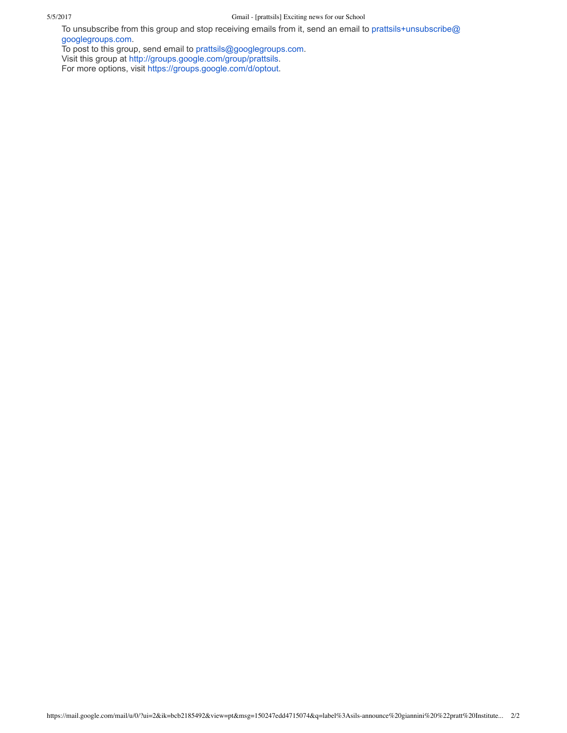To unsubscribe from this group and stop receiving emails from it, send an email to prattsils+unsubscribe@googlegroups.com.
To post to this group, send email to prattsils@googlegroups.com.
Visit this group at http://groups.google.com/group/prattsils.
For more options, visit https://groups.google.com/d/optout.